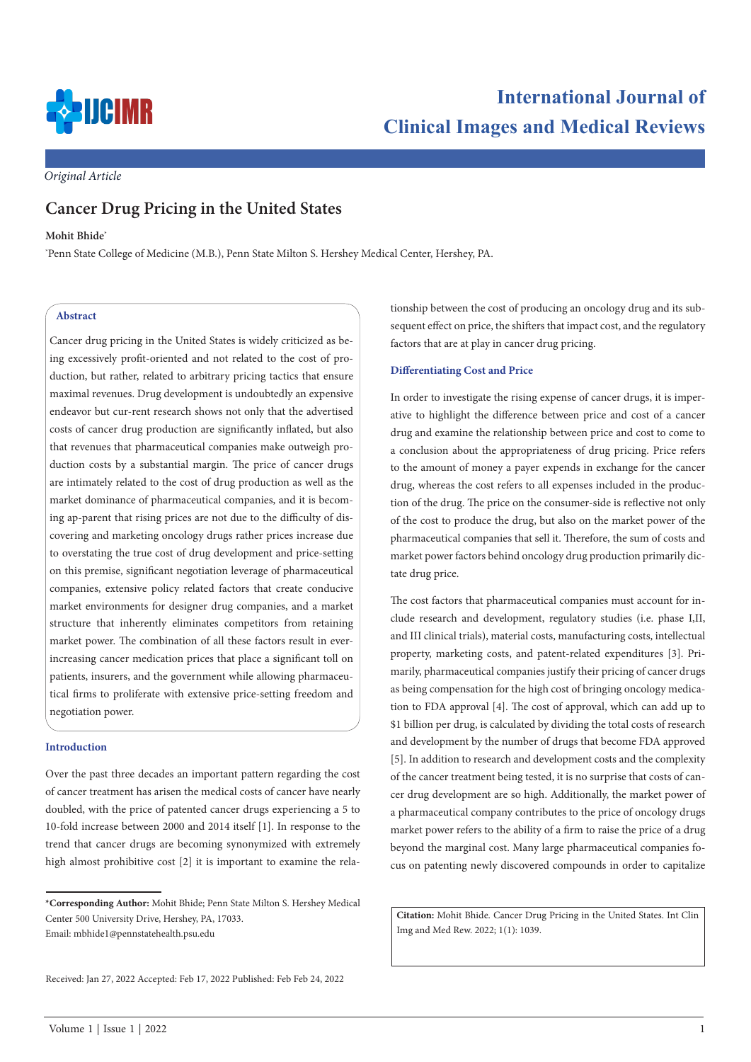*Original Article*

# Cancer Drug Pricing in the United States

**Mohit Bhide***

*Penn State College of Medicine (M.B.), Penn State Milton S. Hershey Medical Center, Hershey, PA.

## Abstract

Cancer drug pricing in the United States is widely criticized as being excessively profit-oriented and not related to the cost of production, but rather, related to arbitrary pricing tactics that ensure maximal revenues. Drug development is undoubtedly an expensive endeavor but cur-rent research shows not only that the advertised costs of cancer drug production are significantly inflated, but also that revenues that pharmaceutical companies make outweigh production costs by a substantial margin. The price of cancer drugs are intimately related to the cost of drug production as well as the market dominance of pharmaceutical companies, and it is becoming ap-parent that rising prices are not due to the difficulty of discovering and marketing oncology drugs rather prices increase due to overstating the true cost of drug development and price-setting on this premise, significant negotiation leverage of pharmaceutical companies, extensive policy related factors that create conducive market environments for designer drug companies, and a market structure that inherently eliminates competitors from retaining market power. The combination of all these factors result in ever-increasing cancer medication prices that place a significant toll on patients, insurers, and the government while allowing pharmaceutical firms to proliferate with extensive price-setting freedom and negotiation power.

## Introduction

Over the past three decades an important pattern regarding the cost of cancer treatment has arisen the medical costs of cancer have nearly doubled, with the price of patented cancer drugs experiencing a 5 to 10-fold increase between 2000 and 2014 itself [1]. In response to the trend that cancer drugs are becoming synonymized with extremely high almost prohibitive cost [2] it is important to examine the relationship between the cost of producing an oncology drug and its subsequent effect on price, the shifters that impact cost, and the regulatory factors that are at play in cancer drug pricing.

## Differentiating Cost and Price

In order to investigate the rising expense of cancer drugs, it is imperative to highlight the difference between price and cost of a cancer drug and examine the relationship between price and cost to come to a conclusion about the appropriateness of drug pricing. Price refers to the amount of money a payer expends in exchange for the cancer drug, whereas the cost refers to all expenses included in the production of the drug. The price on the consumer-side is reflective not only of the cost to produce the drug, but also on the market power of the pharmaceutical companies that sell it. Therefore, the sum of costs and market power factors behind oncology drug production primarily dictate drug price.

The cost factors that pharmaceutical companies must account for include research and development, regulatory studies (i.e. phase I,II, and III clinical trials), material costs, manufacturing costs, intellectual property, marketing costs, and patent-related expenditures [3]. Primarily, pharmaceutical companies justify their pricing of cancer drugs as being compensation for the high cost of bringing oncology medication to FDA approval [4]. The cost of approval, which can add up to $1 billion per drug, is calculated by dividing the total costs of research and development by the number of drugs that become FDA approved [5]. In addition to research and development costs and the complexity of the cancer treatment being tested, it is no surprise that costs of cancer drug development are so high. Additionally, the market power of a pharmaceutical company contributes to the price of oncology drugs market power refers to the ability of a firm to raise the price of a drug beyond the marginal cost. Many large pharmaceutical companies focus on patenting newly discovered compounds in order to capitalize

***Corresponding Author:** Mohit Bhide; Penn State Milton S. Hershey Medical Center 500 University Drive, Hershey, PA, 17033.
Email: mbhide1@pennstatehealth.psu.edu

Received: Jan 27, 2022 Accepted: Feb 17, 2022 Published: Feb Feb 24, 2022

**Citation:** Mohit Bhide. Cancer Drug Pricing in the United States. Int Clin Img and Med Rew. 2022; 1(1): 1039.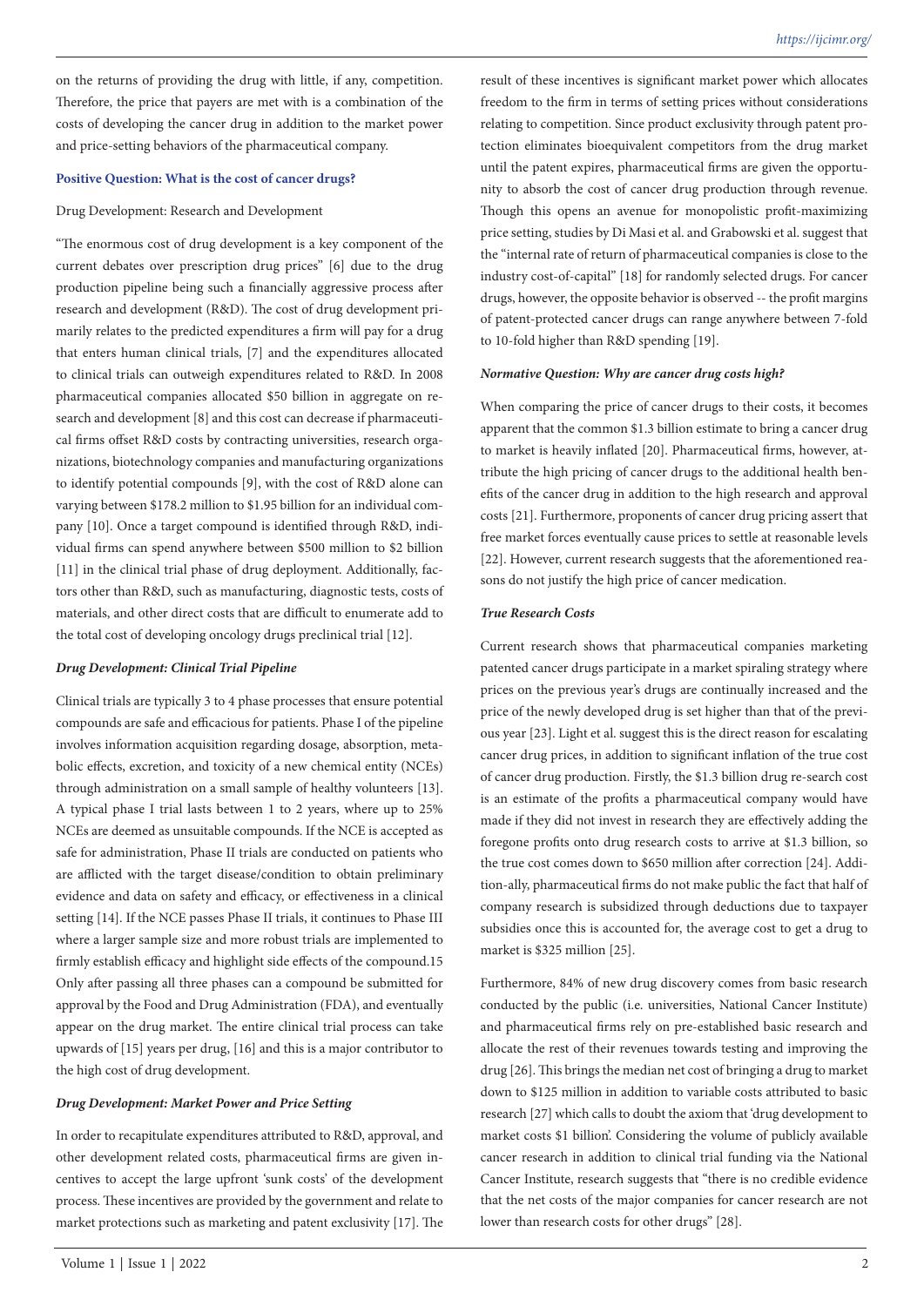on the returns of providing the drug with little, if any, competition. Therefore, the price that payers are met with is a combination of the costs of developing the cancer drug in addition to the market power and price-setting behaviors of the pharmaceutical company.

**Positive Question: What is the cost of cancer drugs?**

Drug Development: Research and Development

"The enormous cost of drug development is a key component of the current debates over prescription drug prices" [6] due to the drug production pipeline being such a financially aggressive process after research and development (R&D). The cost of drug development primarily relates to the predicted expenditures a firm will pay for a drug that enters human clinical trials, [7] and the expenditures allocated to clinical trials can outweigh expenditures related to R&D. In 2008 pharmaceutical companies allocated $50 billion in aggregate on research and development [8] and this cost can decrease if pharmaceutical firms offset R&D costs by contracting universities, research organizations, biotechnology companies and manufacturing organizations to identify potential compounds [9], with the cost of R&D alone can varying between $178.2 million to $1.95 billion for an individual company [10]. Once a target compound is identified through R&D, individual firms can spend anywhere between $500 million to $2 billion [11] in the clinical trial phase of drug deployment. Additionally, factors other than R&D, such as manufacturing, diagnostic tests, costs of materials, and other direct costs that are difficult to enumerate add to the total cost of developing oncology drugs preclinical trial [12].

***Drug Development: Clinical Trial Pipeline***

Clinical trials are typically 3 to 4 phase processes that ensure potential compounds are safe and efficacious for patients. Phase I of the pipeline involves information acquisition regarding dosage, absorption, metabolic effects, excretion, and toxicity of a new chemical entity (NCEs) through administration on a small sample of healthy volunteers [13]. A typical phase I trial lasts between 1 to 2 years, where up to 25% NCEs are deemed as unsuitable compounds. If the NCE is accepted as safe for administration, Phase II trials are conducted on patients who are afflicted with the target disease/condition to obtain preliminary evidence and data on safety and efficacy, or effectiveness in a clinical setting [14]. If the NCE passes Phase II trials, it continues to Phase III where a larger sample size and more robust trials are implemented to firmly establish efficacy and highlight side effects of the compound.15 Only after passing all three phases can a compound be submitted for approval by the Food and Drug Administration (FDA), and eventually appear on the drug market. The entire clinical trial process can take upwards of [15] years per drug, [16] and this is a major contributor to the high cost of drug development.

***Drug Development: Market Power and Price Setting***

In order to recapitulate expenditures attributed to R&D, approval, and other development related costs, pharmaceutical firms are given incentives to accept the large upfront 'sunk costs' of the development process. These incentives are provided by the government and relate to market protections such as marketing and patent exclusivity [17]. The result of these incentives is significant market power which allocates freedom to the firm in terms of setting prices without considerations relating to competition. Since product exclusivity through patent protection eliminates bioequivalent competitors from the drug market until the patent expires, pharmaceutical firms are given the opportunity to absorb the cost of cancer drug production through revenue. Though this opens an avenue for monopolistic profit-maximizing price setting, studies by Di Masi et al. and Grabowski et al. suggest that the "internal rate of return of pharmaceutical companies is close to the industry cost-of-capital" [18] for randomly selected drugs. For cancer drugs, however, the opposite behavior is observed -- the profit margins of patent-protected cancer drugs can range anywhere between 7-fold to 10-fold higher than R&D spending [19].

***Normative Question: Why are cancer drug costs high?***

When comparing the price of cancer drugs to their costs, it becomes apparent that the common $1.3 billion estimate to bring a cancer drug to market is heavily inflated [20]. Pharmaceutical firms, however, attribute the high pricing of cancer drugs to the additional health benefits of the cancer drug in addition to the high research and approval costs [21]. Furthermore, proponents of cancer drug pricing assert that free market forces eventually cause prices to settle at reasonable levels [22]. However, current research suggests that the aforementioned reasons do not justify the high price of cancer medication.

***True Research Costs***

Current research shows that pharmaceutical companies marketing patented cancer drugs participate in a market spiraling strategy where prices on the previous year's drugs are continually increased and the price of the newly developed drug is set higher than that of the previous year [23]. Light et al. suggest this is the direct reason for escalating cancer drug prices, in addition to significant inflation of the true cost of cancer drug production. Firstly, the $1.3 billion drug re-search cost is an estimate of the profits a pharmaceutical company would have made if they did not invest in research they are effectively adding the foregone profits onto drug research costs to arrive at $1.3 billion, so the true cost comes down to $650 million after correction [24]. Addition-ally, pharmaceutical firms do not make public the fact that half of company research is subsidized through deductions due to taxpayer subsidies once this is accounted for, the average cost to get a drug to market is $325 million [25].

Furthermore, 84% of new drug discovery comes from basic research conducted by the public (i.e. universities, National Cancer Institute) and pharmaceutical firms rely on pre-established basic research and allocate the rest of their revenues towards testing and improving the drug [26]. This brings the median net cost of bringing a drug to market down to $125 million in addition to variable costs attributed to basic research [27] which calls to doubt the axiom that 'drug development to market costs $1 billion'. Considering the volume of publicly available cancer research in addition to clinical trial funding via the National Cancer Institute, research suggests that "there is no credible evidence that the net costs of the major companies for cancer research are not lower than research costs for other drugs" [28].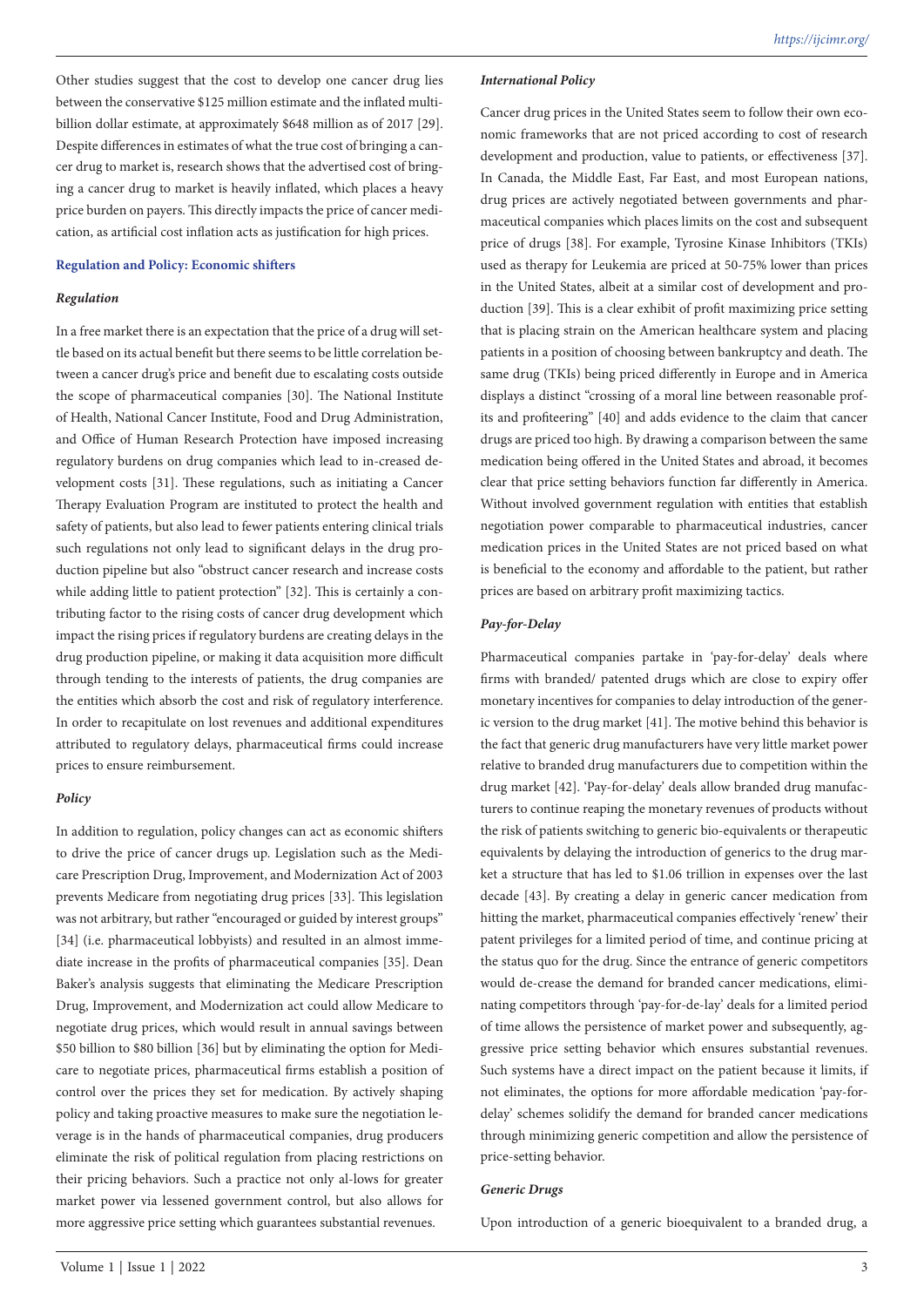Other studies suggest that the cost to develop one cancer drug lies between the conservative $125 million estimate and the inflated multi-billion dollar estimate, at approximately $648 million as of 2017 [29]. Despite differences in estimates of what the true cost of bringing a cancer drug to market is, research shows that the advertised cost of bringing a cancer drug to market is heavily inflated, which places a heavy price burden on payers. This directly impacts the price of cancer medication, as artificial cost inflation acts as justification for high prices.

## Regulation and Policy: Economic shifters

### *Regulation*

In a free market there is an expectation that the price of a drug will settle based on its actual benefit but there seems to be little correlation between a cancer drug's price and benefit due to escalating costs outside the scope of pharmaceutical companies [30]. The National Institute of Health, National Cancer Institute, Food and Drug Administration, and Office of Human Research Protection have imposed increasing regulatory burdens on drug companies which lead to in-creased development costs [31]. These regulations, such as initiating a Cancer Therapy Evaluation Program are instituted to protect the health and safety of patients, but also lead to fewer patients entering clinical trials such regulations not only lead to significant delays in the drug production pipeline but also "obstruct cancer research and increase costs while adding little to patient protection" [32]. This is certainly a contributing factor to the rising costs of cancer drug development which impact the rising prices if regulatory burdens are creating delays in the drug production pipeline, or making it data acquisition more difficult through tending to the interests of patients, the drug companies are the entities which absorb the cost and risk of regulatory interference. In order to recapitulate on lost revenues and additional expenditures attributed to regulatory delays, pharmaceutical firms could increase prices to ensure reimbursement.

### *Policy*

In addition to regulation, policy changes can act as economic shifters to drive the price of cancer drugs up. Legislation such as the Medicare Prescription Drug, Improvement, and Modernization Act of 2003 prevents Medicare from negotiating drug prices [33]. This legislation was not arbitrary, but rather "encouraged or guided by interest groups" [34] (i.e. pharmaceutical lobbyists) and resulted in an almost immediate increase in the profits of pharmaceutical companies [35]. Dean Baker's analysis suggests that eliminating the Medicare Prescription Drug, Improvement, and Modernization act could allow Medicare to negotiate drug prices, which would result in annual savings between $50 billion to $80 billion [36] but by eliminating the option for Medicare to negotiate prices, pharmaceutical firms establish a position of control over the prices they set for medication. By actively shaping policy and taking proactive measures to make sure the negotiation leverage is in the hands of pharmaceutical companies, drug producers eliminate the risk of political regulation from placing restrictions on their pricing behaviors. Such a practice not only al-lows for greater market power via lessened government control, but also allows for more aggressive price setting which guarantees substantial revenues.

### *International Policy*

Cancer drug prices in the United States seem to follow their own economic frameworks that are not priced according to cost of research development and production, value to patients, or effectiveness [37]. In Canada, the Middle East, Far East, and most European nations, drug prices are actively negotiated between governments and pharmaceutical companies which places limits on the cost and subsequent price of drugs [38]. For example, Tyrosine Kinase Inhibitors (TKIs) used as therapy for Leukemia are priced at 50-75% lower than prices in the United States, albeit at a similar cost of development and production [39]. This is a clear exhibit of profit maximizing price setting that is placing strain on the American healthcare system and placing patients in a position of choosing between bankruptcy and death. The same drug (TKIs) being priced differently in Europe and in America displays a distinct "crossing of a moral line between reasonable profits and profiteering" [40] and adds evidence to the claim that cancer drugs are priced too high. By drawing a comparison between the same medication being offered in the United States and abroad, it becomes clear that price setting behaviors function far differently in America. Without involved government regulation with entities that establish negotiation power comparable to pharmaceutical industries, cancer medication prices in the United States are not priced based on what is beneficial to the economy and affordable to the patient, but rather prices are based on arbitrary profit maximizing tactics.

### *Pay-for-Delay*

Pharmaceutical companies partake in 'pay-for-delay' deals where firms with branded/ patented drugs which are close to expiry offer monetary incentives for companies to delay introduction of the generic version to the drug market [41]. The motive behind this behavior is the fact that generic drug manufacturers have very little market power relative to branded drug manufacturers due to competition within the drug market [42]. 'Pay-for-delay' deals allow branded drug manufacturers to continue reaping the monetary revenues of products without the risk of patients switching to generic bio-equivalents or therapeutic equivalents by delaying the introduction of generics to the drug market a structure that has led to $1.06 trillion in expenses over the last decade [43]. By creating a delay in generic cancer medication from hitting the market, pharmaceutical companies effectively 'renew' their patent privileges for a limited period of time, and continue pricing at the status quo for the drug. Since the entrance of generic competitors would de-crease the demand for branded cancer medications, eliminating competitors through 'pay-for-de-lay' deals for a limited period of time allows the persistence of market power and subsequently, aggressive price setting behavior which ensures substantial revenues. Such systems have a direct impact on the patient because it limits, if not eliminates, the options for more affordable medication 'pay-for-delay' schemes solidify the demand for branded cancer medications through minimizing generic competition and allow the persistence of price-setting behavior.

### *Generic Drugs*

Upon introduction of a generic bioequivalent to a branded drug, a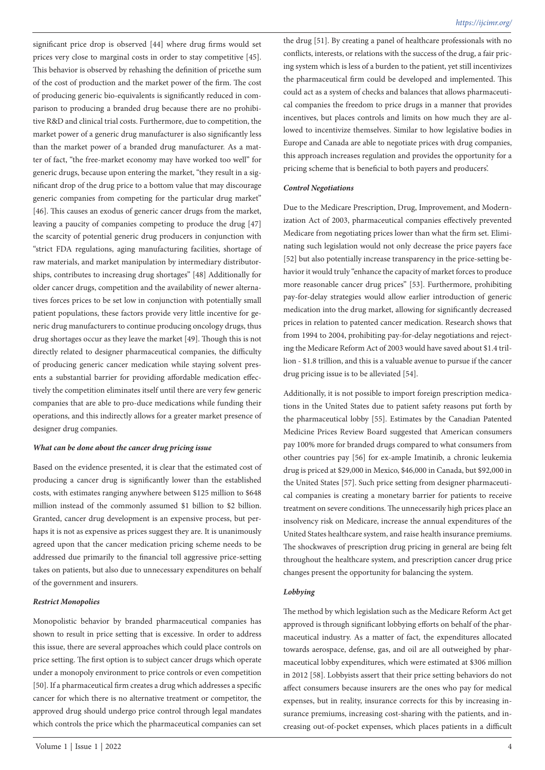significant price drop is observed [44] where drug firms would set prices very close to marginal costs in order to stay competitive [45]. This behavior is observed by rehashing the definition of pricethe sum of the cost of production and the market power of the firm. The cost of producing generic bio-equivalents is significantly reduced in comparison to producing a branded drug because there are no prohibitive R&D and clinical trial costs. Furthermore, due to competition, the market power of a generic drug manufacturer is also significantly less than the market power of a branded drug manufacturer. As a matter of fact, "the free-market economy may have worked too well" for generic drugs, because upon entering the market, "they result in a significant drop of the drug price to a bottom value that may discourage generic companies from competing for the particular drug market" [46]. This causes an exodus of generic cancer drugs from the market, leaving a paucity of companies competing to produce the drug [47] the scarcity of potential generic drug producers in conjunction with "strict FDA regulations, aging manufacturing facilities, shortage of raw materials, and market manipulation by intermediary distributorships, contributes to increasing drug shortages" [48] Additionally for older cancer drugs, competition and the availability of newer alternatives forces prices to be set low in conjunction with potentially small patient populations, these factors provide very little incentive for generic drug manufacturers to continue producing oncology drugs, thus drug shortages occur as they leave the market [49]. Though this is not directly related to designer pharmaceutical companies, the difficulty of producing generic cancer medication while staying solvent presents a substantial barrier for providing affordable medication effectively the competition eliminates itself until there are very few generic companies that are able to pro-duce medications while funding their operations, and this indirectly allows for a greater market presence of designer drug companies.

#### *What can be done about the cancer drug pricing issue*

Based on the evidence presented, it is clear that the estimated cost of producing a cancer drug is significantly lower than the established costs, with estimates ranging anywhere between $125 million to $648 million instead of the commonly assumed $1 billion to $2 billion. Granted, cancer drug development is an expensive process, but perhaps it is not as expensive as prices suggest they are. It is unanimously agreed upon that the cancer medication pricing scheme needs to be addressed due primarily to the financial toll aggressive price-setting takes on patients, but also due to unnecessary expenditures on behalf of the government and insurers.

#### *Restrict Monopolies*

Monopolistic behavior by branded pharmaceutical companies has shown to result in price setting that is excessive. In order to address this issue, there are several approaches which could place controls on price setting. The first option is to subject cancer drugs which operate under a monopoly environment to price controls or even competition [50]. If a pharmaceutical firm creates a drug which addresses a specific cancer for which there is no alternative treatment or competitor, the approved drug should undergo price control through legal mandates which controls the price which the pharmaceutical companies can set the drug [51]. By creating a panel of healthcare professionals with no conflicts, interests, or relations with the success of the drug, a fair pricing system which is less of a burden to the patient, yet still incentivizes the pharmaceutical firm could be developed and implemented. This could act as a system of checks and balances that allows pharmaceutical companies the freedom to price drugs in a manner that provides incentives, but places controls and limits on how much they are allowed to incentivize themselves. Similar to how legislative bodies in Europe and Canada are able to negotiate prices with drug companies, this approach increases regulation and provides the opportunity for a pricing scheme that is beneficial to both payers and producers'.

#### *Control Negotiations*

Due to the Medicare Prescription, Drug, Improvement, and Modernization Act of 2003, pharmaceutical companies effectively prevented Medicare from negotiating prices lower than what the firm set. Eliminating such legislation would not only decrease the price payers face [52] but also potentially increase transparency in the price-setting behavior it would truly "enhance the capacity of market forces to produce more reasonable cancer drug prices" [53]. Furthermore, prohibiting pay-for-delay strategies would allow earlier introduction of generic medication into the drug market, allowing for significantly decreased prices in relation to patented cancer medication. Research shows that from 1994 to 2004, prohibiting pay-for-delay negotiations and rejecting the Medicare Reform Act of 2003 would have saved about $1.4 trillion - $1.8 trillion, and this is a valuable avenue to pursue if the cancer drug pricing issue is to be alleviated [54].

Additionally, it is not possible to import foreign prescription medications in the United States due to patient safety reasons put forth by the pharmaceutical lobby [55]. Estimates by the Canadian Patented Medicine Prices Review Board suggested that American consumers pay 100% more for branded drugs compared to what consumers from other countries pay [56] for ex-ample Imatinib, a chronic leukemia drug is priced at $29,000 in Mexico, $46,000 in Canada, but $92,000 in the United States [57]. Such price setting from designer pharmaceutical companies is creating a monetary barrier for patients to receive treatment on severe conditions. The unnecessarily high prices place an insolvency risk on Medicare, increase the annual expenditures of the United States healthcare system, and raise health insurance premiums. The shockwaves of prescription drug pricing in general are being felt throughout the healthcare system, and prescription cancer drug price changes present the opportunity for balancing the system.

#### *Lobbying*

The method by which legislation such as the Medicare Reform Act get approved is through significant lobbying efforts on behalf of the pharmaceutical industry. As a matter of fact, the expenditures allocated towards aerospace, defense, gas, and oil are all outweighed by pharmaceutical lobby expenditures, which were estimated at $306 million in 2012 [58]. Lobbyists assert that their price setting behaviors do not affect consumers because insurers are the ones who pay for medical expenses, but in reality, insurance corrects for this by increasing insurance premiums, increasing cost-sharing with the patients, and increasing out-of-pocket expenses, which places patients in a difficult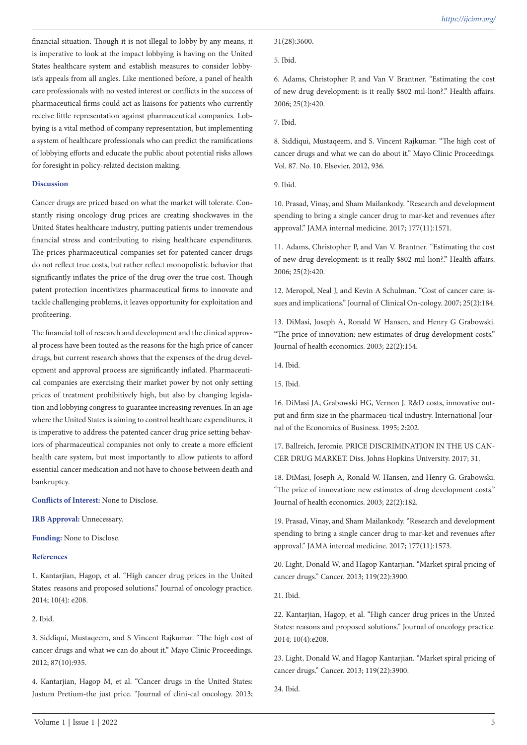financial situation. Though it is not illegal to lobby by any means, it is imperative to look at the impact lobbying is having on the United States healthcare system and establish measures to consider lobbyist's appeals from all angles. Like mentioned before, a panel of health care professionals with no vested interest or conflicts in the success of pharmaceutical firms could act as liaisons for patients who currently receive little representation against pharmaceutical companies. Lobbying is a vital method of company representation, but implementing a system of healthcare professionals who can predict the ramifications of lobbying efforts and educate the public about potential risks allows for foresight in policy-related decision making.

## Discussion

Cancer drugs are priced based on what the market will tolerate. Constantly rising oncology drug prices are creating shockwaves in the United States healthcare industry, putting patients under tremendous financial stress and contributing to rising healthcare expenditures. The prices pharmaceutical companies set for patented cancer drugs do not reflect true costs, but rather reflect monopolistic behavior that significantly inflates the price of the drug over the true cost. Though patent protection incentivizes pharmaceutical firms to innovate and tackle challenging problems, it leaves opportunity for exploitation and profiteering.

The financial toll of research and development and the clinical approval process have been touted as the reasons for the high price of cancer drugs, but current research shows that the expenses of the drug development and approval process are significantly inflated. Pharmaceutical companies are exercising their market power by not only setting prices of treatment prohibitively high, but also by changing legislation and lobbying congress to guarantee increasing revenues. In an age where the United States is aiming to control healthcare expenditures, it is imperative to address the patented cancer drug price setting behaviors of pharmaceutical companies not only to create a more efficient health care system, but most importantly to allow patients to afford essential cancer medication and not have to choose between death and bankruptcy.

**Conflicts of Interest:** None to Disclose.

**IRB Approval:** Unnecessary.

**Funding:** None to Disclose.

## References

1. Kantarjian, Hagop, et al. "High cancer drug prices in the United States: reasons and proposed solutions." Journal of oncology practice. 2014; 10(4): e208.

2. Ibid.

3. Siddiqui, Mustaqeem, and S Vincent Rajkumar. "The high cost of cancer drugs and what we can do about it." Mayo Clinic Proceedings. 2012; 87(10):935.

4. Kantarjian, Hagop M, et al. "Cancer drugs in the United States: Justum Pretium-the just price. "Journal of clini-cal oncology. 2013; 31(28):3600.

5. Ibid.

6. Adams, Christopher P, and Van V Brantner. "Estimating the cost of new drug development: is it really $802 mil-lion?." Health affairs. 2006; 25(2):420.

7. Ibid.

8. Siddiqui, Mustaqeem, and S. Vincent Rajkumar. "The high cost of cancer drugs and what we can do about it." Mayo Clinic Proceedings. Vol. 87. No. 10. Elsevier, 2012, 936.

9. Ibid.

10. Prasad, Vinay, and Sham Mailankody. "Research and development spending to bring a single cancer drug to mar-ket and revenues after approval." JAMA internal medicine. 2017; 177(11):1571.

11. Adams, Christopher P, and Van V. Brantner. "Estimating the cost of new drug development: is it really $802 mil-lion?." Health affairs. 2006; 25(2):420.

12. Meropol, Neal J, and Kevin A Schulman. "Cost of cancer care: is-sues and implications." Journal of Clinical On-cology. 2007; 25(2):184.

13. DiMasi, Joseph A, Ronald W Hansen, and Henry G Grabowski. "The price of innovation: new estimates of drug development costs." Journal of health economics. 2003; 22(2):154.

14. Ibid.

15. Ibid.

16. DiMasi JA, Grabowski HG, Vernon J. R&D costs, innovative output and firm size in the pharmaceu-tical industry. International Journal of the Economics of Business. 1995; 2:202.

17. Ballreich, Jeromie. PRICE DISCRIMINATION IN THE US CANCER DRUG MARKET. Diss. Johns Hopkins University. 2017; 31.

18. DiMasi, Joseph A, Ronald W. Hansen, and Henry G. Grabowski. "The price of innovation: new estimates of drug development costs." Journal of health economics. 2003; 22(2):182.

19. Prasad, Vinay, and Sham Mailankody. "Research and development spending to bring a single cancer drug to mar-ket and revenues after approval." JAMA internal medicine. 2017; 177(11):1573.

20. Light, Donald W, and Hagop Kantarjian. "Market spiral pricing of cancer drugs." Cancer. 2013; 119(22):3900.

21. Ibid.

22. Kantarjian, Hagop, et al. "High cancer drug prices in the United States: reasons and proposed solutions." Journal of oncology practice. 2014; 10(4):e208.

23. Light, Donald W, and Hagop Kantarjian. "Market spiral pricing of cancer drugs." Cancer. 2013; 119(22):3900.

24. Ibid.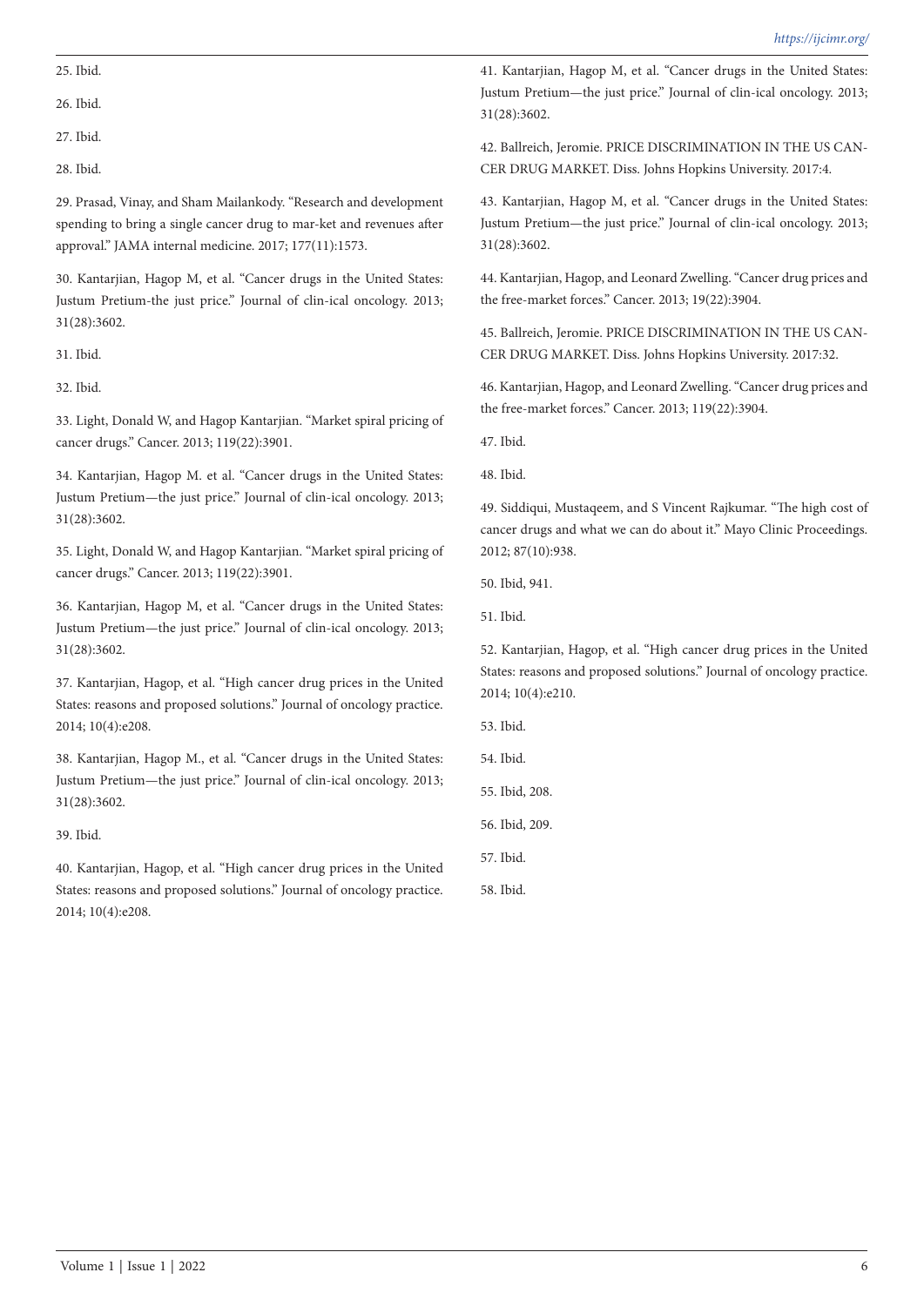25. Ibid.

26. Ibid.

27. Ibid.

28. Ibid.

29. Prasad, Vinay, and Sham Mailankody. "Research and development spending to bring a single cancer drug to mar-ket and revenues after approval." JAMA internal medicine. 2017; 177(11):1573.

30. Kantarjian, Hagop M, et al. "Cancer drugs in the United States: Justum Pretium-the just price." Journal of clin-ical oncology. 2013; 31(28):3602.

31. Ibid.

32. Ibid.

33. Light, Donald W, and Hagop Kantarjian. "Market spiral pricing of cancer drugs." Cancer. 2013; 119(22):3901.

34. Kantarjian, Hagop M. et al. "Cancer drugs in the United States: Justum Pretium—the just price." Journal of clin-ical oncology. 2013; 31(28):3602.

35. Light, Donald W, and Hagop Kantarjian. "Market spiral pricing of cancer drugs." Cancer. 2013; 119(22):3901.

36. Kantarjian, Hagop M, et al. "Cancer drugs in the United States: Justum Pretium—the just price." Journal of clin-ical oncology. 2013; 31(28):3602.

37. Kantarjian, Hagop, et al. "High cancer drug prices in the United States: reasons and proposed solutions." Journal of oncology practice. 2014; 10(4):e208.

38. Kantarjian, Hagop M., et al. "Cancer drugs in the United States: Justum Pretium—the just price." Journal of clin-ical oncology. 2013; 31(28):3602.

39. Ibid.

40. Kantarjian, Hagop, et al. "High cancer drug prices in the United States: reasons and proposed solutions." Journal of oncology practice. 2014; 10(4):e208.

41. Kantarjian, Hagop M, et al. "Cancer drugs in the United States: Justum Pretium—the just price." Journal of clin-ical oncology. 2013; 31(28):3602.

42. Ballreich, Jeromie. PRICE DISCRIMINATION IN THE US CANCER DRUG MARKET. Diss. Johns Hopkins University. 2017:4.

43. Kantarjian, Hagop M, et al. "Cancer drugs in the United States: Justum Pretium—the just price." Journal of clin-ical oncology. 2013; 31(28):3602.

44. Kantarjian, Hagop, and Leonard Zwelling. "Cancer drug prices and the free-market forces." Cancer. 2013; 19(22):3904.

45. Ballreich, Jeromie. PRICE DISCRIMINATION IN THE US CANCER DRUG MARKET. Diss. Johns Hopkins University. 2017:32.

46. Kantarjian, Hagop, and Leonard Zwelling. "Cancer drug prices and the free-market forces." Cancer. 2013; 119(22):3904.

47. Ibid.

48. Ibid.

49. Siddiqui, Mustaqeem, and S Vincent Rajkumar. "The high cost of cancer drugs and what we can do about it." Mayo Clinic Proceedings. 2012; 87(10):938.

50. Ibid, 941.

51. Ibid.

52. Kantarjian, Hagop, et al. "High cancer drug prices in the United States: reasons and proposed solutions." Journal of oncology practice. 2014; 10(4):e210.

53. Ibid.

54. Ibid.

55. Ibid, 208.

56. Ibid, 209.

57. Ibid.

58. Ibid.